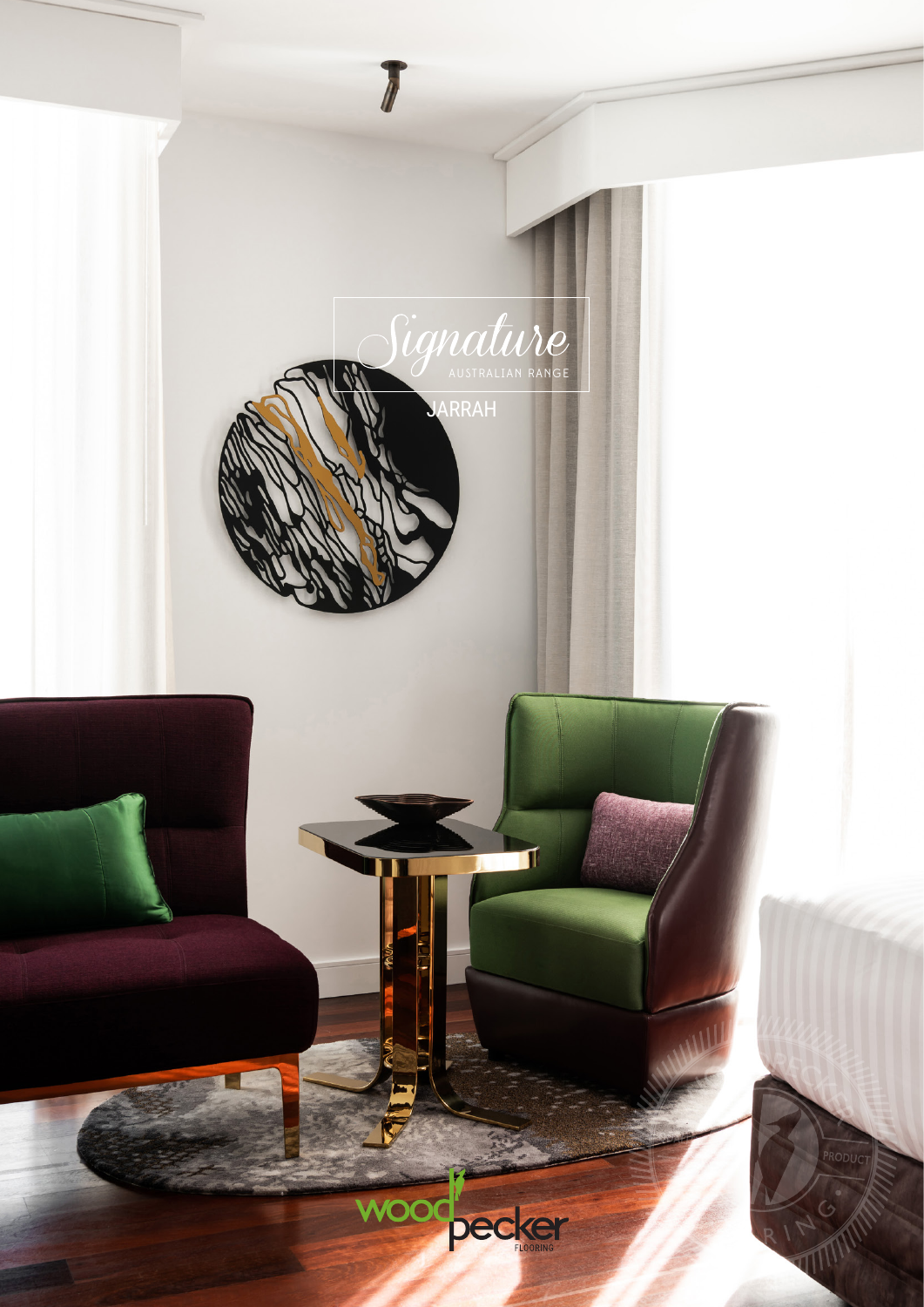# Signature

AUSTRALIAN RANGE

## JARRAH

woodpecker

FLOORING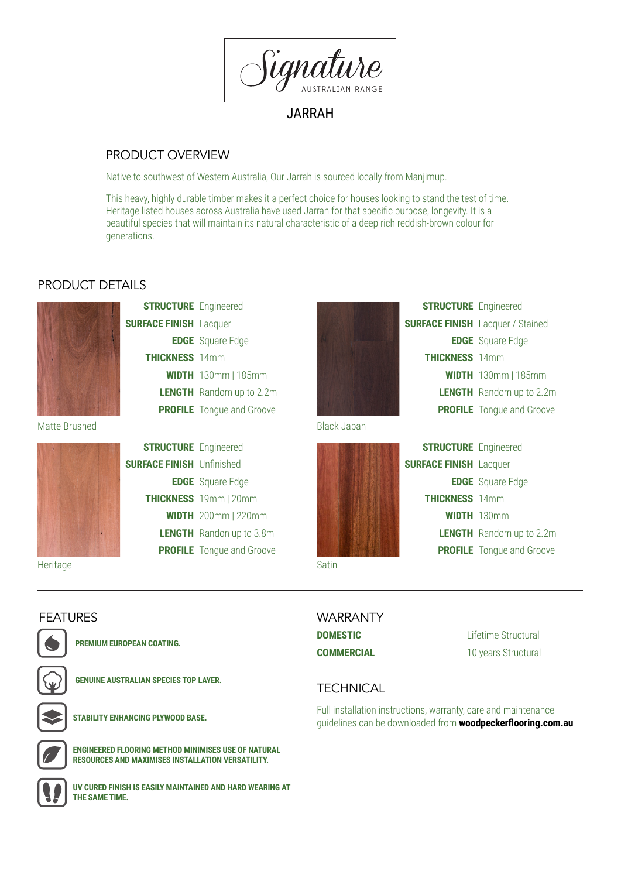# Signature

AUSTRALIAN RANGE

## JARRAH

## PRODUCT OVERVIEW

Native to southwest of Western Australia, Our Jarrah is sourced locally from Manjimup.

This heavy, highly durable timber makes it a perfect choice for houses looking to stand the test of time. Heritage listed houses across Australia have used Jarrah for that specific purpose, longevity. It is a beautiful species that will maintain its natural characteristic of a deep rich reddish-brown colour for generations.

## PRODUCT DETAILS

### Matte Brushed

| | |
|---|---|
| **STRUCTURE** | Engineered |
| **SURFACE FINISH** | Lacquer |
| **EDGE** | Square Edge |
| **THICKNESS** | 14mm |
| **WIDTH** | 130mm \| 185mm |
| **LENGTH** | Random up to 2.2m |
| **PROFILE** | Tongue and Groove |

### Black Japan

| | |
|---|---|
| **STRUCTURE** | Engineered |
| **SURFACE FINISH** | Lacquer / Stained |
| **EDGE** | Square Edge |
| **THICKNESS** | 14mm |
| **WIDTH** | 130mm \| 185mm |
| **LENGTH** | Random up to 2.2m |
| **PROFILE** | Tongue and Groove |

### Heritage

| | |
|---|---|
| **STRUCTURE** | Engineered |
| **SURFACE FINISH** | Unfinished |
| **EDGE** | Square Edge |
| **THICKNESS** | 19mm \| 20mm |
| **WIDTH** | 200mm \| 220mm |
| **LENGTH** | Randon up to 3.8m |
| **PROFILE** | Tongue and Groove |

### Satin

| | |
|---|---|
| **STRUCTURE** | Engineered |
| **SURFACE FINISH** | Lacquer |
| **EDGE** | Square Edge |
| **THICKNESS** | 14mm |
| **WIDTH** | 130mm |
| **LENGTH** | Random up to 2.2m |
| **PROFILE** | Tongue and Groove |

## FEATURES

- **PREMIUM EUROPEAN COATING.**
- **GENUINE AUSTRALIAN SPECIES TOP LAYER.**
- **STABILITY ENHANCING PLYWOOD BASE.**
- **ENGINEERED FLOORING METHOD MINIMISES USE OF NATURAL RESOURCES AND MAXIMISES INSTALLATION VERSATILITY.**
- **UV CURED FINISH IS EASILY MAINTAINED AND HARD WEARING AT THE SAME TIME.**

## WARRANTY

| | |
|---|---|
| **DOMESTIC** | Lifetime Structural |
| **COMMERCIAL** | 10 years Structural |

## TECHNICAL

Full installation instructions, warranty, care and maintenance guidelines can be downloaded from **woodpeckerflooring.com.au**